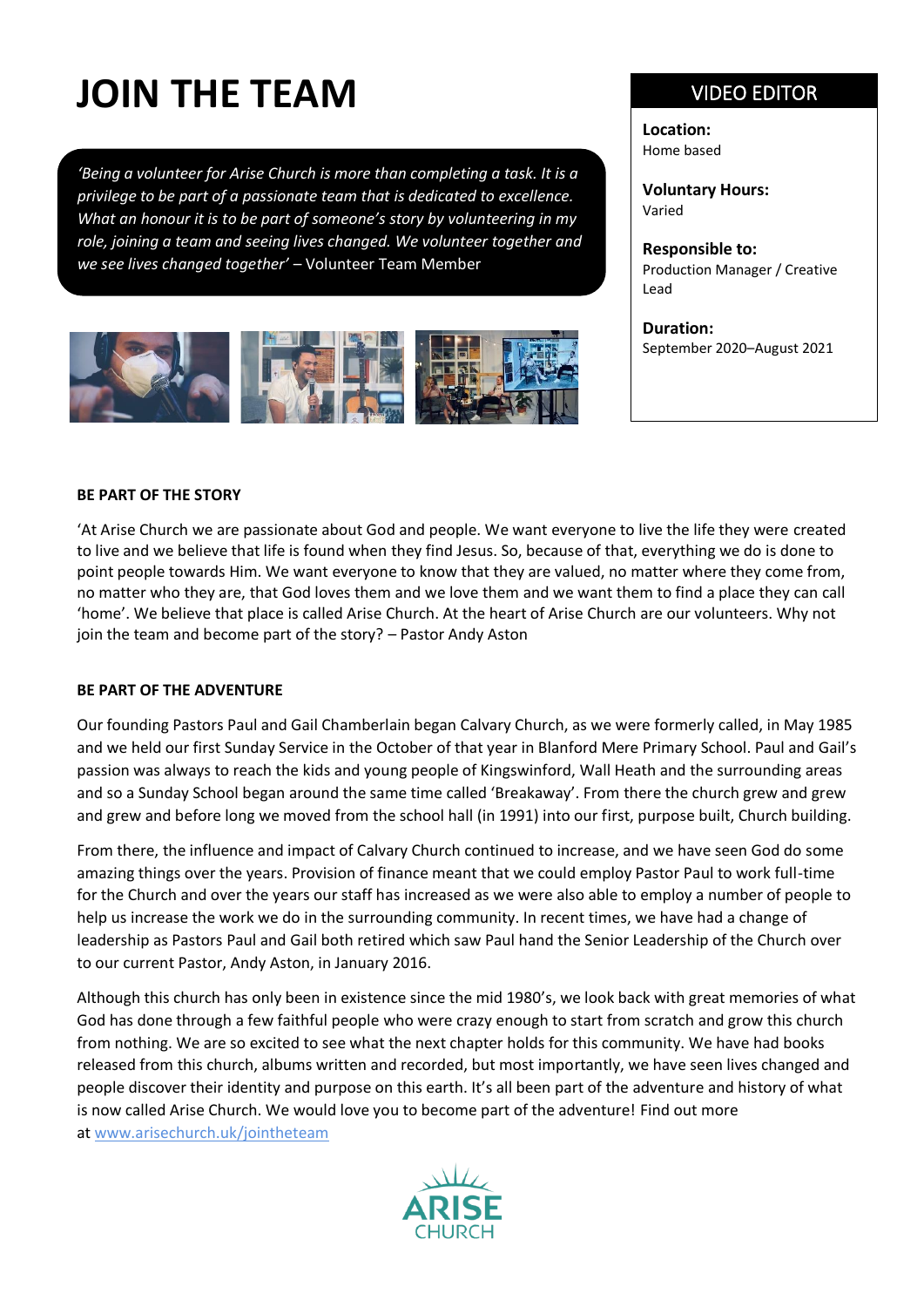# JOIN THE TEAM

*'Being a volunteer for Arise Church is more than completing a task. It is a privilege to be part of a passionate team that is dedicated to excellence. What an honour it is to be part of someone's story by volunteering in my role, joining a team and seeing lives changed. We volunteer together and we see lives changed together'* – Volunteer Team Member

## VIDEO EDITOR

**Location:**
Home based

**Voluntary Hours:**
Varied

**Responsible to:**
Production Manager / Creative Lead

**Duration:**
September 2020–August 2021

### BE PART OF THE STORY

'At Arise Church we are passionate about God and people. We want everyone to live the life they were created to live and we believe that life is found when they find Jesus. So, because of that, everything we do is done to point people towards Him. We want everyone to know that they are valued, no matter where they come from, no matter who they are, that God loves them and we love them and we want them to find a place they can call 'home'. We believe that place is called Arise Church. At the heart of Arise Church are our volunteers. Why not join the team and become part of the story? – Pastor Andy Aston

### BE PART OF THE ADVENTURE

Our founding Pastors Paul and Gail Chamberlain began Calvary Church, as we were formerly called, in May 1985 and we held our first Sunday Service in the October of that year in Blanford Mere Primary School. Paul and Gail's passion was always to reach the kids and young people of Kingswinford, Wall Heath and the surrounding areas and so a Sunday School began around the same time called 'Breakaway'. From there the church grew and grew and grew and before long we moved from the school hall (in 1991) into our first, purpose built, Church building.

From there, the influence and impact of Calvary Church continued to increase, and we have seen God do some amazing things over the years. Provision of finance meant that we could employ Pastor Paul to work full-time for the Church and over the years our staff has increased as we were also able to employ a number of people to help us increase the work we do in the surrounding community. In recent times, we have had a change of leadership as Pastors Paul and Gail both retired which saw Paul hand the Senior Leadership of the Church over to our current Pastor, Andy Aston, in January 2016.

Although this church has only been in existence since the mid 1980's, we look back with great memories of what God has done through a few faithful people who were crazy enough to start from scratch and grow this church from nothing. We are so excited to see what the next chapter holds for this community. We have had books released from this church, albums written and recorded, but most importantly, we have seen lives changed and people discover their identity and purpose on this earth. It's all been part of the adventure and history of what is now called Arise Church. We would love you to become part of the adventure! Find out more at www.arisechurch.uk/jointheteam

ARISE CHURCH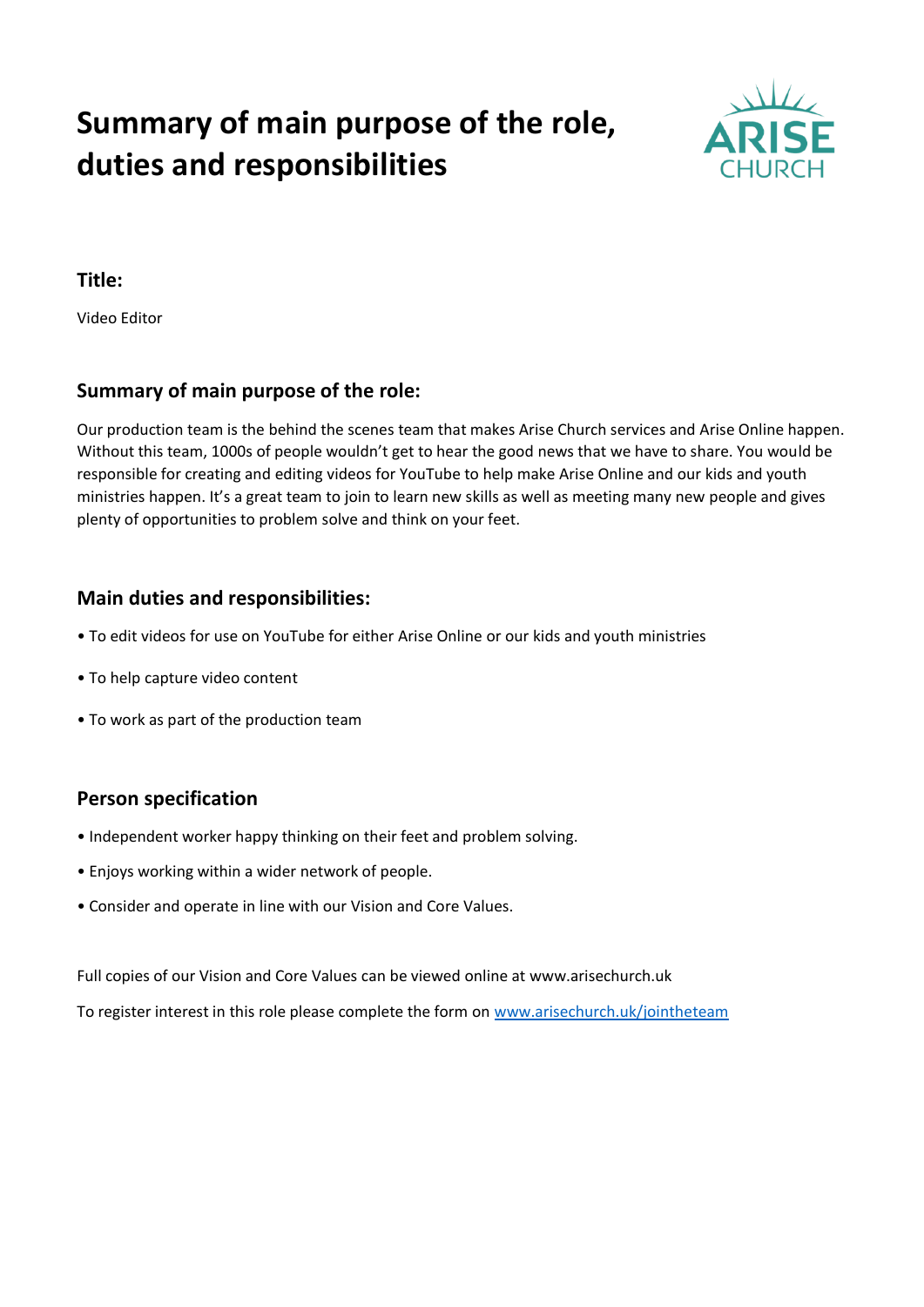# Summary of main purpose of the role, duties and responsibilities

ARISE CHURCH

### Title:

Video Editor

### Summary of main purpose of the role:

Our production team is the behind the scenes team that makes Arise Church services and Arise Online happen. Without this team, 1000s of people wouldn't get to hear the good news that we have to share. You would be responsible for creating and editing videos for YouTube to help make Arise Online and our kids and youth ministries happen. It's a great team to join to learn new skills as well as meeting many new people and gives plenty of opportunities to problem solve and think on your feet.

### Main duties and responsibilities:

- To edit videos for use on YouTube for either Arise Online or our kids and youth ministries
- To help capture video content
- To work as part of the production team

### Person specification

- Independent worker happy thinking on their feet and problem solving.
- Enjoys working within a wider network of people.
- Consider and operate in line with our Vision and Core Values.

Full copies of our Vision and Core Values can be viewed online at www.arisechurch.uk

To register interest in this role please complete the form on [www.arisechurch.uk/jointheteam](www.arisechurch.uk/jointheteam)